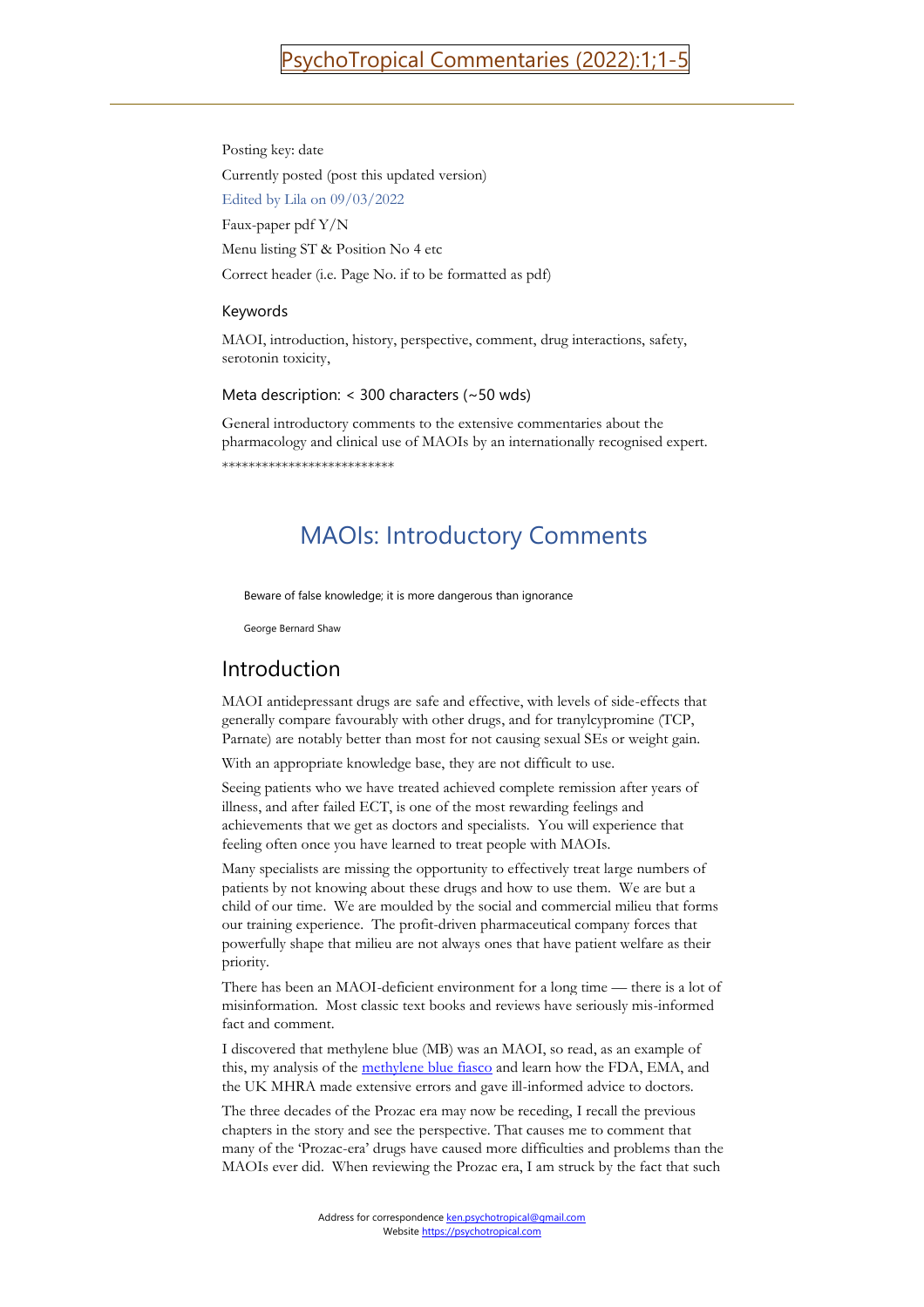Posting key: date

Currently posted (post this updated version)

Edited by Lila on 09/03/2022

Faux-paper pdf Y/N

Menu listing ST & Position No 4 etc

Correct header (i.e. Page No. if to be formatted as pdf)

### Keywords

MAOI, introduction, history, perspective, comment, drug interactions, safety, serotonin toxicity,

### Meta description: < 300 characters (~50 wds)

General introductory comments to the extensive commentaries about the pharmacology and clinical use of MAOIs by an internationally recognised expert.

**************************

# MAOIs: Introductory Comments

> Beware of false knowledge; it is more dangerous than ignorance
>
> George Bernard Shaw

## Introduction

MAOI antidepressant drugs are safe and effective, with levels of side-effects that generally compare favourably with other drugs, and for tranylcypromine (TCP, Parnate) are notably better than most for not causing sexual SEs or weight gain.

With an appropriate knowledge base, they are not difficult to use.

Seeing patients who we have treated achieved complete remission after years of illness, and after failed ECT, is one of the most rewarding feelings and achievements that we get as doctors and specialists. You will experience that feeling often once you have learned to treat people with MAOIs.

Many specialists are missing the opportunity to effectively treat large numbers of patients by not knowing about these drugs and how to use them. We are but a child of our time. We are moulded by the social and commercial milieu that forms our training experience. The profit-driven pharmaceutical company forces that powerfully shape that milieu are not always ones that have patient welfare as their priority.

There has been an MAOI-deficient environment for a long time — there is a lot of misinformation. Most classic text books and reviews have seriously mis-informed fact and comment.

I discovered that methylene blue (MB) was an MAOI, so read, as an example of this, my analysis of the methylene blue fiasco and learn how the FDA, EMA, and the UK MHRA made extensive errors and gave ill-informed advice to doctors.

The three decades of the Prozac era may now be receding, I recall the previous chapters in the story and see the perspective. That causes me to comment that many of the 'Prozac-era' drugs have caused more difficulties and problems than the MAOIs ever did. When reviewing the Prozac era, I am struck by the fact that such

Address for correspondence ken.psychotropical@gmail.com
Website https://psychotropical.com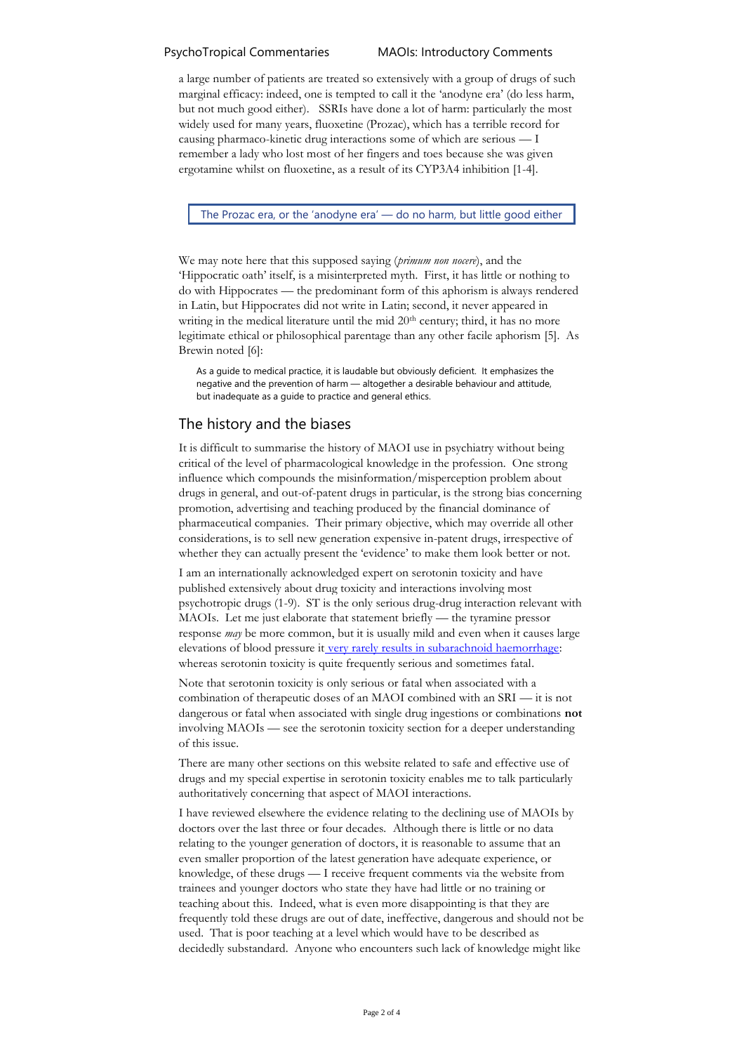a large number of patients are treated so extensively with a group of drugs of such marginal efficacy: indeed, one is tempted to call it the 'anodyne era' (do less harm, but not much good either). SSRIs have done a lot of harm: particularly the most widely used for many years, fluoxetine (Prozac), which has a terrible record for causing pharmaco-kinetic drug interactions some of which are serious — I remember a lady who lost most of her fingers and toes because she was given ergotamine whilst on fluoxetine, as a result of its CYP3A4 inhibition [1-4].

> The Prozac era, or the 'anodyne era' — do no harm, but little good either

We may note here that this supposed saying (*primum non nocere*), and the 'Hippocratic oath' itself, is a misinterpreted myth. First, it has little or nothing to do with Hippocrates — the predominant form of this aphorism is always rendered in Latin, but Hippocrates did not write in Latin; second, it never appeared in writing in the medical literature until the mid 20th century; third, it has no more legitimate ethical or philosophical parentage than any other facile aphorism [5]. As Brewin noted [6]:

> As a guide to medical practice, it is laudable but obviously deficient. It emphasizes the negative and the prevention of harm — altogether a desirable behaviour and attitude, but inadequate as a guide to practice and general ethics.

## The history and the biases

It is difficult to summarise the history of MAOI use in psychiatry without being critical of the level of pharmacological knowledge in the profession. One strong influence which compounds the misinformation/misperception problem about drugs in general, and out-of-patent drugs in particular, is the strong bias concerning promotion, advertising and teaching produced by the financial dominance of pharmaceutical companies. Their primary objective, which may override all other considerations, is to sell new generation expensive in-patent drugs, irrespective of whether they can actually present the 'evidence' to make them look better or not.

I am an internationally acknowledged expert on serotonin toxicity and have published extensively about drug toxicity and interactions involving most psychotropic drugs (1-9). ST is the only serious drug-drug interaction relevant with MAOIs. Let me just elaborate that statement briefly — the tyramine pressor response *may* be more common, but it is usually mild and even when it causes large elevations of blood pressure it very rarely results in subarachnoid haemorrhage: whereas serotonin toxicity is quite frequently serious and sometimes fatal.

Note that serotonin toxicity is only serious or fatal when associated with a combination of therapeutic doses of an MAOI combined with an SRI — it is not dangerous or fatal when associated with single drug ingestions or combinations **not** involving MAOIs — see the serotonin toxicity section for a deeper understanding of this issue.

There are many other sections on this website related to safe and effective use of drugs and my special expertise in serotonin toxicity enables me to talk particularly authoritatively concerning that aspect of MAOI interactions.

I have reviewed elsewhere the evidence relating to the declining use of MAOIs by doctors over the last three or four decades. Although there is little or no data relating to the younger generation of doctors, it is reasonable to assume that an even smaller proportion of the latest generation have adequate experience, or knowledge, of these drugs — I receive frequent comments via the website from trainees and younger doctors who state they have had little or no training or teaching about this. Indeed, what is even more disappointing is that they are frequently told these drugs are out of date, ineffective, dangerous and should not be used. That is poor teaching at a level which would have to be described as decidedly substandard. Anyone who encounters such lack of knowledge might like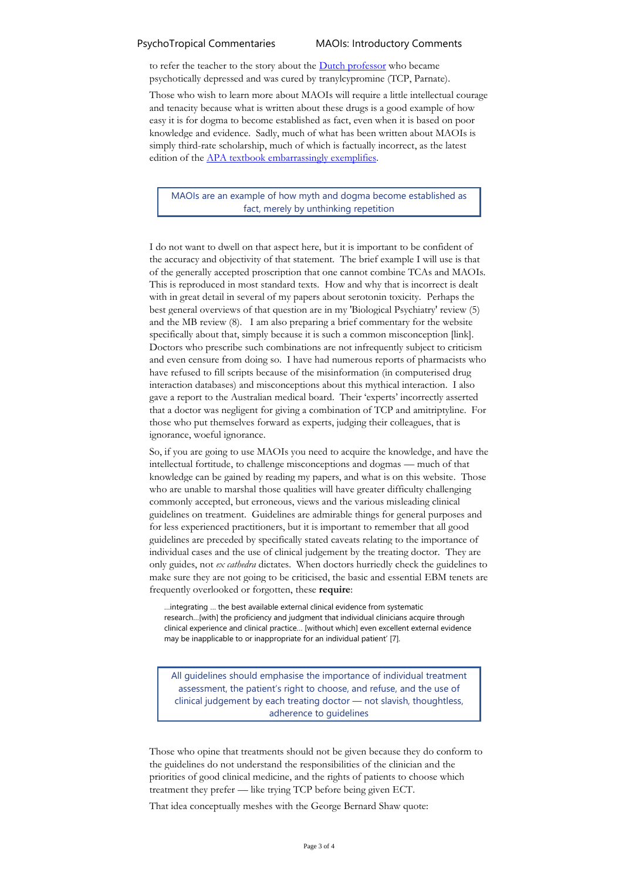to refer the teacher to the story about the Dutch professor who became psychotically depressed and was cured by tranylcypromine (TCP, Parnate).

Those who wish to learn more about MAOIs will require a little intellectual courage and tenacity because what is written about these drugs is a good example of how easy it is for dogma to become established as fact, even when it is based on poor knowledge and evidence. Sadly, much of what has been written about MAOIs is simply third-rate scholarship, much of which is factually incorrect, as the latest edition of the APA textbook embarrassingly exemplifies.

> MAOIs are an example of how myth and dogma become established as fact, merely by unthinking repetition

I do not want to dwell on that aspect here, but it is important to be confident of the accuracy and objectivity of that statement. The brief example I will use is that of the generally accepted proscription that one cannot combine TCAs and MAOIs. This is reproduced in most standard texts. How and why that is incorrect is dealt with in great detail in several of my papers about serotonin toxicity. Perhaps the best general overviews of that question are in my 'Biological Psychiatry' review (5) and the MB review (8). I am also preparing a brief commentary for the website specifically about that, simply because it is such a common misconception [link]. Doctors who prescribe such combinations are not infrequently subject to criticism and even censure from doing so. I have had numerous reports of pharmacists who have refused to fill scripts because of the misinformation (in computerised drug interaction databases) and misconceptions about this mythical interaction. I also gave a report to the Australian medical board. Their 'experts' incorrectly asserted that a doctor was negligent for giving a combination of TCP and amitriptyline. For those who put themselves forward as experts, judging their colleagues, that is ignorance, woeful ignorance.

So, if you are going to use MAOIs you need to acquire the knowledge, and have the intellectual fortitude, to challenge misconceptions and dogmas — much of that knowledge can be gained by reading my papers, and what is on this website. Those who are unable to marshal those qualities will have greater difficulty challenging commonly accepted, but erroneous, views and the various misleading clinical guidelines on treatment. Guidelines are admirable things for general purposes and for less experienced practitioners, but it is important to remember that all good guidelines are preceded by specifically stated caveats relating to the importance of individual cases and the use of clinical judgement by the treating doctor. They are only guides, not *ex cathedra* dictates. When doctors hurriedly check the guidelines to make sure they are not going to be criticised, the basic and essential EBM tenets are frequently overlooked or forgotten, these **require**:

> …integrating … the best available external clinical evidence from systematic research…[with] the proficiency and judgment that individual clinicians acquire through clinical experience and clinical practice… [without which] even excellent external evidence may be inapplicable to or inappropriate for an individual patient' [7].

> All guidelines should emphasise the importance of individual treatment assessment, the patient's right to choose, and refuse, and the use of clinical judgement by each treating doctor — not slavish, thoughtless, adherence to guidelines

Those who opine that treatments should not be given because they do conform to the guidelines do not understand the responsibilities of the clinician and the priorities of good clinical medicine, and the rights of patients to choose which treatment they prefer — like trying TCP before being given ECT.

That idea conceptually meshes with the George Bernard Shaw quote: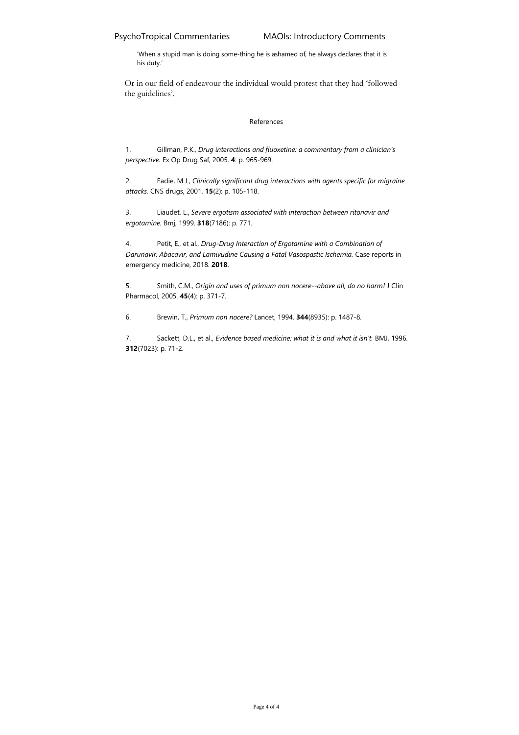> 'When a stupid man is doing some-thing he is ashamed of, he always declares that it is his duty.'

Or in our field of endeavour the individual would protest that they had 'followed the guidelines'.

## References

1. Gillman, P.K., *Drug interactions and fluoxetine: a commentary from a clinician's perspective.* Ex Op Drug Saf, 2005. **4**: p. 965-969.

2. Eadie, M.J., *Clinically significant drug interactions with agents specific for migraine attacks.* CNS drugs, 2001. **15**(2): p. 105-118.

3. Liaudet, L., *Severe ergotism associated with interaction between ritonavir and ergotamine.* Bmj, 1999. **318**(7186): p. 771.

4. Petit, E., et al., *Drug-Drug Interaction of Ergotamine with a Combination of Darunavir, Abacavir, and Lamivudine Causing a Fatal Vasospastic Ischemia.* Case reports in emergency medicine, 2018. **2018**.

5. Smith, C.M., *Origin and uses of primum non nocere--above all, do no harm!* J Clin Pharmacol, 2005. **45**(4): p. 371-7.

6. Brewin, T., *Primum non nocere?* Lancet, 1994. **344**(8935): p. 1487-8.

7. Sackett, D.L., et al., *Evidence based medicine: what it is and what it isn't.* BMJ, 1996. **312**(7023): p. 71-2.